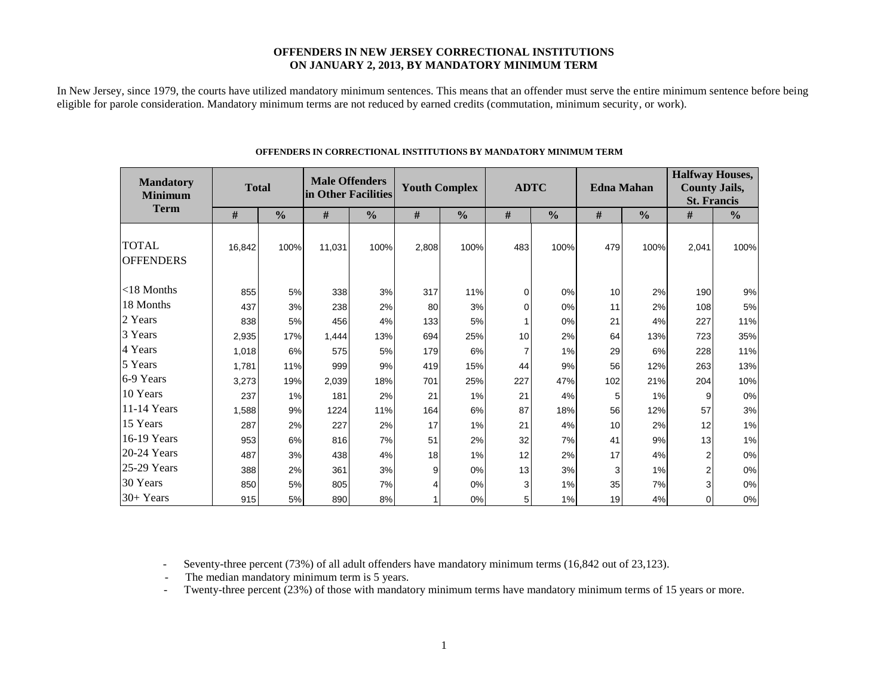## OFFENDERS IN NEW JERSEY CORRECTIONAL INSTITUTIONS ON JANUARY 2, 2013, BY MANDATORY MINIMUM TERM

In New Jersey, since 1979, the courts have utilized mandatory minimum sentences. This means that an offender must serve the entire minimum sentence before being eligible for parole consideration. Mandatory minimum terms are not reduced by earned credits (commutation, minimum security, or work).

**OFFENDERS IN CORRECTIONAL INSTITUTIONS BY MANDATORY MINIMUM TERM**

| Mandatory Minimum Term | Total | | Male Offenders in Other Facilities | | Youth Complex | | ADTC | | Edna Mahan | | Halfway Houses, County Jails, St. Francis | |
|---|---|---|---|---|---|---|---|---|---|---|---|---|
| | # | % | # | % | # | % | # | % | # | % | # | % |
| TOTAL OFFENDERS | 16,842 | 100% | 11,031 | 100% | 2,808 | 100% | 483 | 100% | 479 | 100% | 2,041 | 100% |
| <18 Months | 855 | 5% | 338 | 3% | 317 | 11% | 0 | 0% | 10 | 2% | 190 | 9% |
| 18 Months | 437 | 3% | 238 | 2% | 80 | 3% | 0 | 0% | 11 | 2% | 108 | 5% |
| 2 Years | 838 | 5% | 456 | 4% | 133 | 5% | 1 | 0% | 21 | 4% | 227 | 11% |
| 3 Years | 2,935 | 17% | 1,444 | 13% | 694 | 25% | 10 | 2% | 64 | 13% | 723 | 35% |
| 4 Years | 1,018 | 6% | 575 | 5% | 179 | 6% | 7 | 1% | 29 | 6% | 228 | 11% |
| 5 Years | 1,781 | 11% | 999 | 9% | 419 | 15% | 44 | 9% | 56 | 12% | 263 | 13% |
| 6-9 Years | 3,273 | 19% | 2,039 | 18% | 701 | 25% | 227 | 47% | 102 | 21% | 204 | 10% |
| 10 Years | 237 | 1% | 181 | 2% | 21 | 1% | 21 | 4% | 5 | 1% | 9 | 0% |
| 11-14 Years | 1,588 | 9% | 1224 | 11% | 164 | 6% | 87 | 18% | 56 | 12% | 57 | 3% |
| 15 Years | 287 | 2% | 227 | 2% | 17 | 1% | 21 | 4% | 10 | 2% | 12 | 1% |
| 16-19 Years | 953 | 6% | 816 | 7% | 51 | 2% | 32 | 7% | 41 | 9% | 13 | 1% |
| 20-24 Years | 487 | 3% | 438 | 4% | 18 | 1% | 12 | 2% | 17 | 4% | 2 | 0% |
| 25-29 Years | 388 | 2% | 361 | 3% | 9 | 0% | 13 | 3% | 3 | 1% | 2 | 0% |
| 30 Years | 850 | 5% | 805 | 7% | 4 | 0% | 3 | 1% | 35 | 7% | 3 | 0% |
| 30+ Years | 915 | 5% | 890 | 8% | 1 | 0% | 5 | 1% | 19 | 4% | 0 | 0% |

- Seventy-three percent (73%) of all adult offenders have mandatory minimum terms (16,842 out of 23,123).
- The median mandatory minimum term is 5 years.
- Twenty-three percent (23%) of those with mandatory minimum terms have mandatory minimum terms of 15 years or more.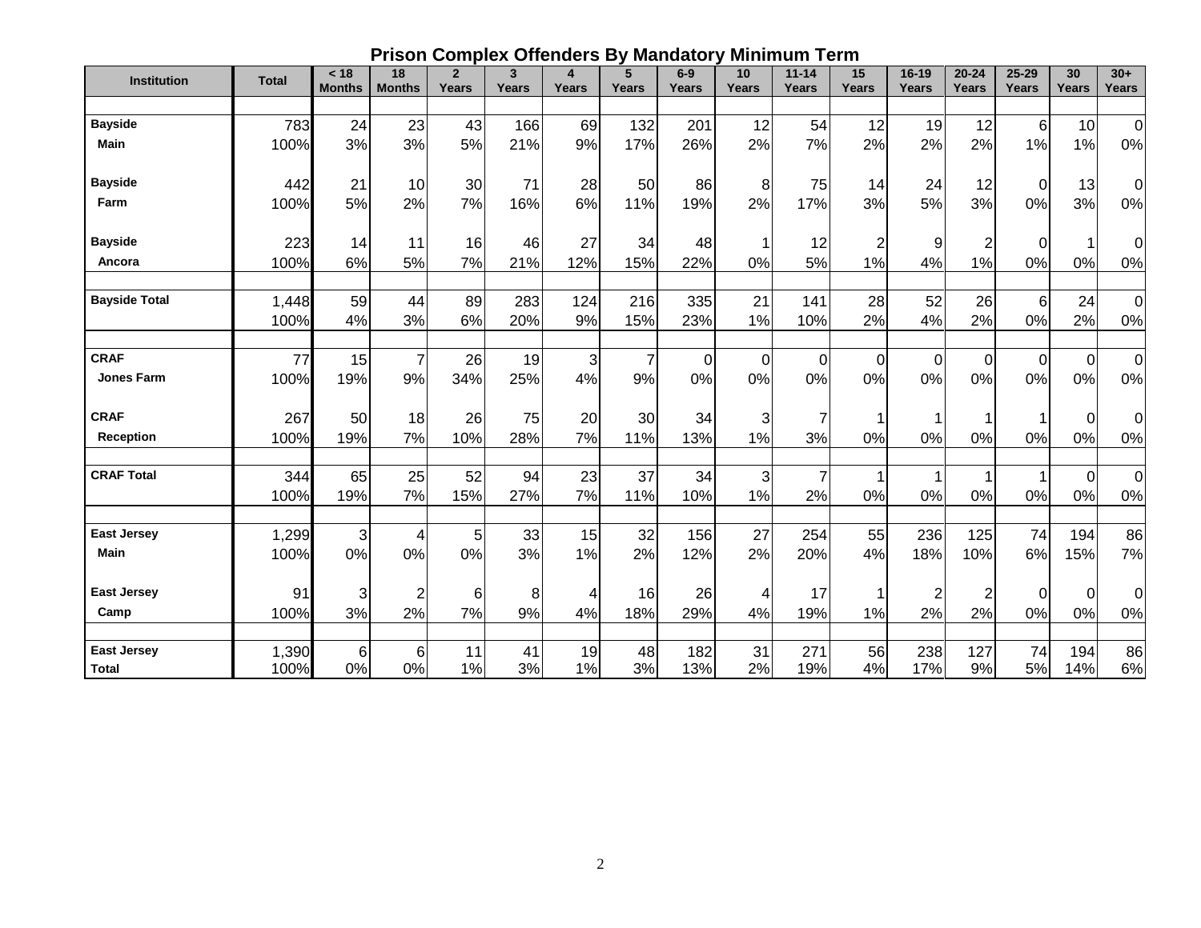## Prison Complex Offenders By Mandatory Minimum Term

| Institution | Total | < 18 Months | 18 Months | 2 Years | 3 Years | 4 Years | 5 Years | 6-9 Years | 10 Years | 11-14 Years | 15 Years | 16-19 Years | 20-24 Years | 25-29 Years | 30 Years | 30+ Years |
|---|---|---|---|---|---|---|---|---|---|---|---|---|---|---|---|---|
| Bayside Main | 783 | 24 | 23 | 43 | 166 | 69 | 132 | 201 | 12 | 54 | 12 | 19 | 12 | 6 | 10 | 0 |
| | 100% | 3% | 3% | 5% | 21% | 9% | 17% | 26% | 2% | 7% | 2% | 2% | 2% | 1% | 1% | 0% |
| Bayside Farm | 442 | 21 | 10 | 30 | 71 | 28 | 50 | 86 | 8 | 75 | 14 | 24 | 12 | 0 | 13 | 0 |
| | 100% | 5% | 2% | 7% | 16% | 6% | 11% | 19% | 2% | 17% | 3% | 5% | 3% | 0% | 3% | 0% |
| Bayside Ancora | 223 | 14 | 11 | 16 | 46 | 27 | 34 | 48 | 1 | 12 | 2 | 9 | 2 | 0 | 1 | 0 |
| | 100% | 6% | 5% | 7% | 21% | 12% | 15% | 22% | 0% | 5% | 1% | 4% | 1% | 0% | 0% | 0% |
| Bayside Total | 1,448 | 59 | 44 | 89 | 283 | 124 | 216 | 335 | 21 | 141 | 28 | 52 | 26 | 6 | 24 | 0 |
| | 100% | 4% | 3% | 6% | 20% | 9% | 15% | 23% | 1% | 10% | 2% | 4% | 2% | 0% | 2% | 0% |
| CRAF Jones Farm | 77 | 15 | 7 | 26 | 19 | 3 | 7 | 0 | 0 | 0 | 0 | 0 | 0 | 0 | 0 | 0 |
| | 100% | 19% | 9% | 34% | 25% | 4% | 9% | 0% | 0% | 0% | 0% | 0% | 0% | 0% | 0% | 0% |
| CRAF Reception | 267 | 50 | 18 | 26 | 75 | 20 | 30 | 34 | 3 | 7 | 1 | 1 | 1 | 1 | 0 | 0 |
| | 100% | 19% | 7% | 10% | 28% | 7% | 11% | 13% | 1% | 3% | 0% | 0% | 0% | 0% | 0% | 0% |
| CRAF Total | 344 | 65 | 25 | 52 | 94 | 23 | 37 | 34 | 3 | 7 | 1 | 1 | 1 | 1 | 0 | 0 |
| | 100% | 19% | 7% | 15% | 27% | 7% | 11% | 10% | 1% | 2% | 0% | 0% | 0% | 0% | 0% | 0% |
| East Jersey Main | 1,299 | 3 | 4 | 5 | 33 | 15 | 32 | 156 | 27 | 254 | 55 | 236 | 125 | 74 | 194 | 86 |
| | 100% | 0% | 0% | 0% | 3% | 1% | 2% | 12% | 2% | 20% | 4% | 18% | 10% | 6% | 15% | 7% |
| East Jersey Camp | 91 | 3 | 2 | 6 | 8 | 4 | 16 | 26 | 4 | 17 | 1 | 2 | 2 | 0 | 0 | 0 |
| | 100% | 3% | 2% | 7% | 9% | 4% | 18% | 29% | 4% | 19% | 1% | 2% | 2% | 0% | 0% | 0% |
| East Jersey Total | 1,390 | 6 | 6 | 11 | 41 | 19 | 48 | 182 | 31 | 271 | 56 | 238 | 127 | 74 | 194 | 86 |
| | 100% | 0% | 0% | 1% | 3% | 1% | 3% | 13% | 2% | 19% | 4% | 17% | 9% | 5% | 14% | 6% |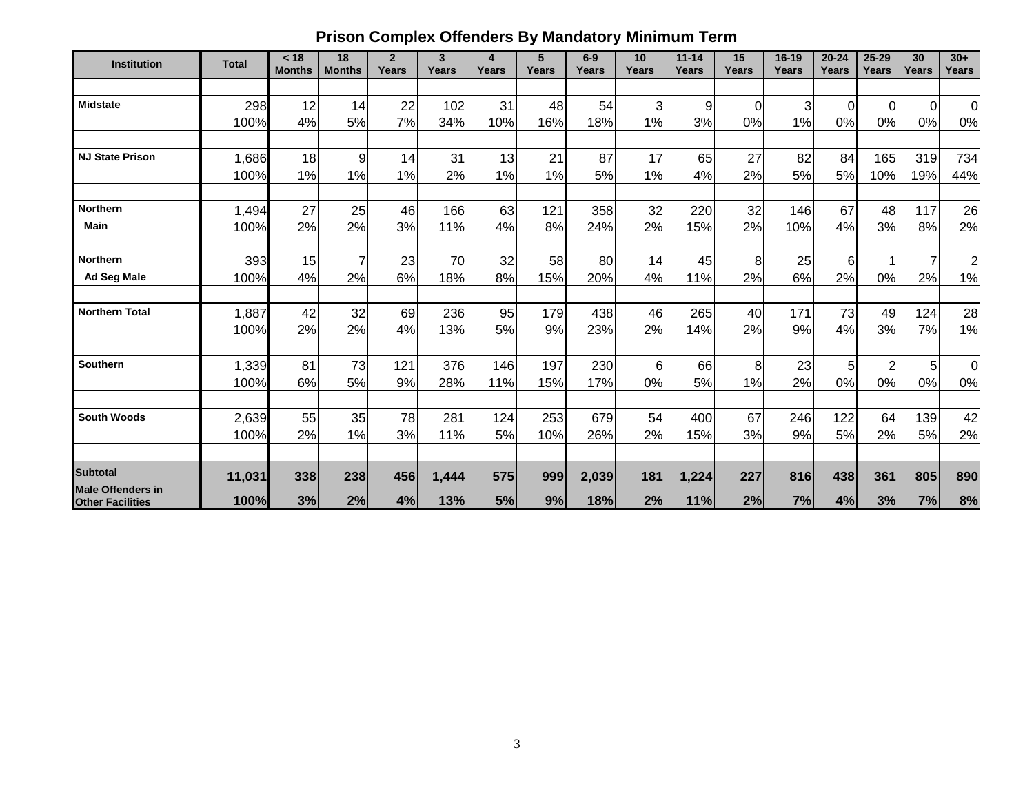## Prison Complex Offenders By Mandatory Minimum Term

| Institution | Total | < 18 Months | 18 Months | 2 Years | 3 Years | 4 Years | 5 Years | 6-9 Years | 10 Years | 11-14 Years | 15 Years | 16-19 Years | 20-24 Years | 25-29 Years | 30 Years | 30+ Years |
|---|---|---|---|---|---|---|---|---|---|---|---|---|---|---|---|---|
| Midstate | 298 | 12 | 14 | 22 | 102 | 31 | 48 | 54 | 3 | 9 | 0 | 3 | 0 | 0 | 0 | 0 |
| | 100% | 4% | 5% | 7% | 34% | 10% | 16% | 18% | 1% | 3% | 0% | 1% | 0% | 0% | 0% | 0% |
| NJ State Prison | 1,686 | 18 | 9 | 14 | 31 | 13 | 21 | 87 | 17 | 65 | 27 | 82 | 84 | 165 | 319 | 734 |
| | 100% | 1% | 1% | 1% | 2% | 1% | 1% | 5% | 1% | 4% | 2% | 5% | 5% | 10% | 19% | 44% |
| Northern Main | 1,494 | 27 | 25 | 46 | 166 | 63 | 121 | 358 | 32 | 220 | 32 | 146 | 67 | 48 | 117 | 26 |
| | 100% | 2% | 2% | 3% | 11% | 4% | 8% | 24% | 2% | 15% | 2% | 10% | 4% | 3% | 8% | 2% |
| Northern Ad Seg Male | 393 | 15 | 7 | 23 | 70 | 32 | 58 | 80 | 14 | 45 | 8 | 25 | 6 | 1 | 7 | 2 |
| | 100% | 4% | 2% | 6% | 18% | 8% | 15% | 20% | 4% | 11% | 2% | 6% | 2% | 0% | 2% | 1% |
| Northern Total | 1,887 | 42 | 32 | 69 | 236 | 95 | 179 | 438 | 46 | 265 | 40 | 171 | 73 | 49 | 124 | 28 |
| | 100% | 2% | 2% | 4% | 13% | 5% | 9% | 23% | 2% | 14% | 2% | 9% | 4% | 3% | 7% | 1% |
| Southern | 1,339 | 81 | 73 | 121 | 376 | 146 | 197 | 230 | 6 | 66 | 8 | 23 | 5 | 2 | 5 | 0 |
| | 100% | 6% | 5% | 9% | 28% | 11% | 15% | 17% | 0% | 5% | 1% | 2% | 0% | 0% | 0% | 0% |
| South Woods | 2,639 | 55 | 35 | 78 | 281 | 124 | 253 | 679 | 54 | 400 | 67 | 246 | 122 | 64 | 139 | 42 |
| | 100% | 2% | 1% | 3% | 11% | 5% | 10% | 26% | 2% | 15% | 3% | 9% | 5% | 2% | 5% | 2% |
| **Subtotal Male Offenders in Other Facilities** | **11,031** | **338** | **238** | **456** | **1,444** | **575** | **999** | **2,039** | **181** | **1,224** | **227** | **816** | **438** | **361** | **805** | **890** |
| | **100%** | **3%** | **2%** | **4%** | **13%** | **5%** | **9%** | **18%** | **2%** | **11%** | **2%** | **7%** | **4%** | **3%** | **7%** | **8%** |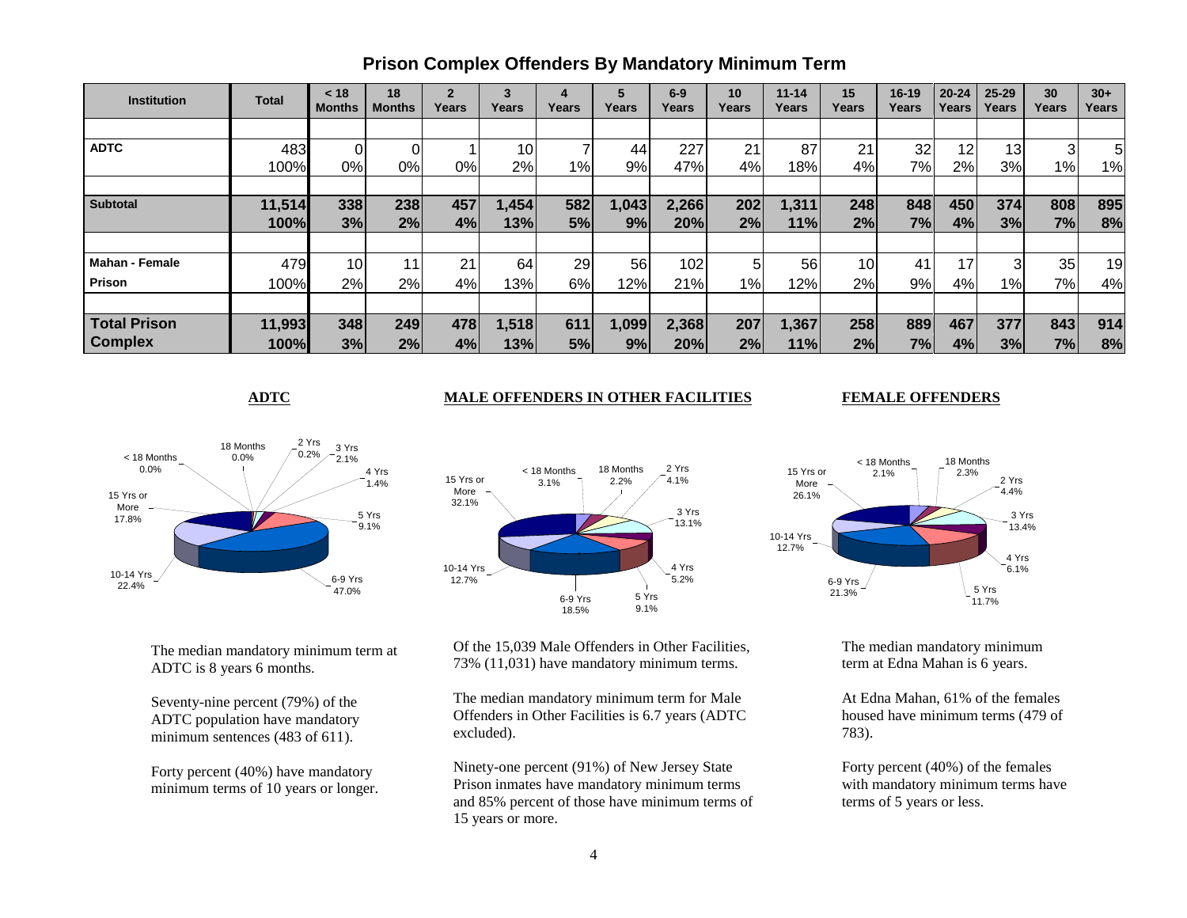# Prison Complex Offenders By Mandatory Minimum Term

| Institution | Total | < 18 Months | 18 Months | 2 Years | 3 Years | 4 Years | 5 Years | 6-9 Years | 10 Years | 11-14 Years | 15 Years | 16-19 Years | 20-24 Years | 25-29 Years | 30 Years | 30+ Years |
|---|---|---|---|---|---|---|---|---|---|---|---|---|---|---|---|---|
| **ADTC** | 483 | 0 | 0 | 1 | 10 | 7 | 44 | 227 | 21 | 87 | 21 | 32 | 12 | 13 | 3 | 5 |
| | 100% | 0% | 0% | 0% | 2% | 1% | 9% | 47% | 4% | 18% | 4% | 7% | 2% | 3% | 1% | 1% |
| **Subtotal** | **11,514** | **338** | **238** | **457** | **1,454** | **582** | **1,043** | **2,266** | **202** | **1,311** | **248** | **848** | **450** | **374** | **808** | **895** |
| | **100%** | **3%** | **2%** | **4%** | **13%** | **5%** | **9%** | **20%** | **2%** | **11%** | **2%** | **7%** | **4%** | **3%** | **7%** | **8%** |
| **Mahan - Female Prison** | 479 | 10 | 11 | 21 | 64 | 29 | 56 | 102 | 5 | 56 | 10 | 41 | 17 | 3 | 35 | 19 |
| | 100% | 2% | 2% | 4% | 13% | 6% | 12% | 21% | 1% | 12% | 2% | 9% | 4% | 1% | 7% | 4% |
| **Total Prison Complex** | **11,993** | **348** | **249** | **478** | **1,518** | **611** | **1,099** | **2,368** | **207** | **1,367** | **258** | **889** | **467** | **377** | **843** | **914** |
| | **100%** | **3%** | **2%** | **4%** | **13%** | **5%** | **9%** | **20%** | **2%** | **11%** | **2%** | **7%** | **4%** | **3%** | **7%** | **8%** |

## ADTC

< 18 Months 0.0%; 18 Months 0.0%; 2 Yrs 0.2%; 3 Yrs 2.1%; 4 Yrs 1.4%; 5 Yrs 9.1%; 6-9 Yrs 47.0%; 10-14 Yrs 22.4%; 15 Yrs or More 17.8%

The median mandatory minimum term at ADTC is 8 years 6 months.

Seventy-nine percent (79%) of the ADTC population have mandatory minimum sentences (483 of 611).

Forty percent (40%) have mandatory minimum terms of 10 years or longer.

## MALE OFFENDERS IN OTHER FACILITIES

< 18 Months 3.1%; 18 Months 2.2%; 2 Yrs 4.1%; 3 Yrs 13.1%; 4 Yrs 5.2%; 5 Yrs 9.1%; 6-9 Yrs 18.5%; 10-14 Yrs 12.7%; 15 Yrs or More 32.1%

Of the 15,039 Male Offenders in Other Facilities, 73% (11,031) have mandatory minimum terms.

The median mandatory minimum term for Male Offenders in Other Facilities is 6.7 years (ADTC excluded).

Ninety-one percent (91%) of New Jersey State Prison inmates have mandatory minimum terms and 85% percent of those have minimum terms of 15 years or more.

## FEMALE OFFENDERS

< 18 Months 2.1%; 18 Months 2.3%; 2 Yrs 4.4%; 3 Yrs 13.4%; 4 Yrs 6.1%; 5 Yrs 11.7%; 6-9 Yrs 21.3%; 10-14 Yrs 12.7%; 15 Yrs or More 26.1%

The median mandatory minimum term at Edna Mahan is 6 years.

At Edna Mahan, 61% of the females housed have minimum terms (479 of 783).

Forty percent (40%) of the females with mandatory minimum terms have terms of 5 years or less.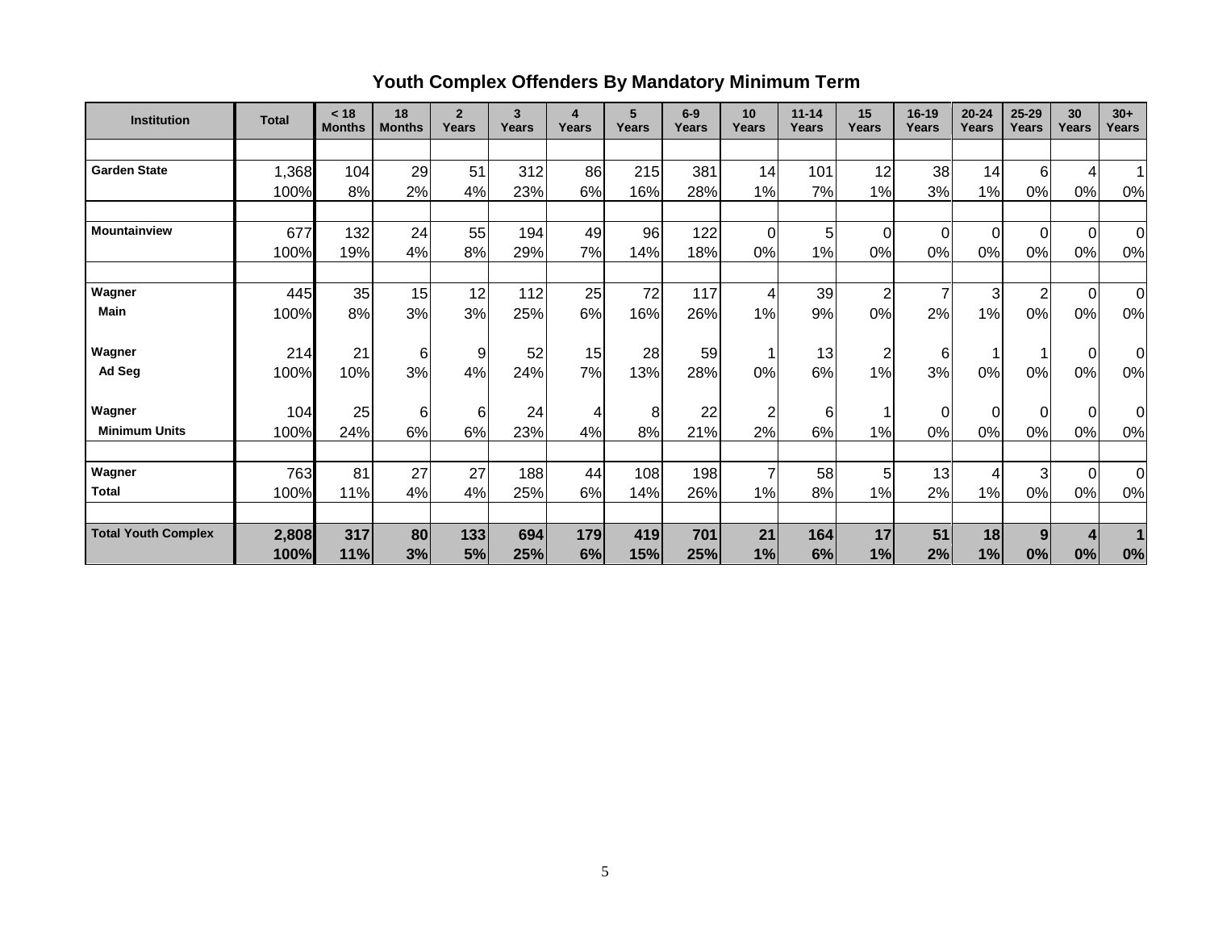## Youth Complex Offenders By Mandatory Minimum Term

| Institution | Total | < 18 Months | 18 Months | 2 Years | 3 Years | 4 Years | 5 Years | 6-9 Years | 10 Years | 11-14 Years | 15 Years | 16-19 Years | 20-24 Years | 25-29 Years | 30 Years | 30+ Years |
|---|---|---|---|---|---|---|---|---|---|---|---|---|---|---|---|---|
| Garden State | 1,368 | 104 | 29 | 51 | 312 | 86 | 215 | 381 | 14 | 101 | 12 | 38 | 14 | 6 | 4 | 1 |
| | 100% | 8% | 2% | 4% | 23% | 6% | 16% | 28% | 1% | 7% | 1% | 3% | 1% | 0% | 0% | 0% |
| Mountainview | 677 | 132 | 24 | 55 | 194 | 49 | 96 | 122 | 0 | 5 | 0 | 0 | 0 | 0 | 0 | 0 |
| | 100% | 19% | 4% | 8% | 29% | 7% | 14% | 18% | 0% | 1% | 0% | 0% | 0% | 0% | 0% | 0% |
| Wagner Main | 445 | 35 | 15 | 12 | 112 | 25 | 72 | 117 | 4 | 39 | 2 | 7 | 3 | 2 | 0 | 0 |
| | 100% | 8% | 3% | 3% | 25% | 6% | 16% | 26% | 1% | 9% | 0% | 2% | 1% | 0% | 0% | 0% |
| Wagner Ad Seg | 214 | 21 | 6 | 9 | 52 | 15 | 28 | 59 | 1 | 13 | 2 | 6 | 1 | 1 | 0 | 0 |
| | 100% | 10% | 3% | 4% | 24% | 7% | 13% | 28% | 0% | 6% | 1% | 3% | 0% | 0% | 0% | 0% |
| Wagner Minimum Units | 104 | 25 | 6 | 6 | 24 | 4 | 8 | 22 | 2 | 6 | 1 | 0 | 0 | 0 | 0 | 0 |
| | 100% | 24% | 6% | 6% | 23% | 4% | 8% | 21% | 2% | 6% | 1% | 0% | 0% | 0% | 0% | 0% |
| Wagner Total | 763 | 81 | 27 | 27 | 188 | 44 | 108 | 198 | 7 | 58 | 5 | 13 | 4 | 3 | 0 | 0 |
| | 100% | 11% | 4% | 4% | 25% | 6% | 14% | 26% | 1% | 8% | 1% | 2% | 1% | 0% | 0% | 0% |
| **Total Youth Complex** | **2,808** | **317** | **80** | **133** | **694** | **179** | **419** | **701** | **21** | **164** | **17** | **51** | **18** | **9** | **4** | **1** |
| | **100%** | **11%** | **3%** | **5%** | **25%** | **6%** | **15%** | **25%** | **1%** | **6%** | **1%** | **2%** | **1%** | **0%** | **0%** | **0%** |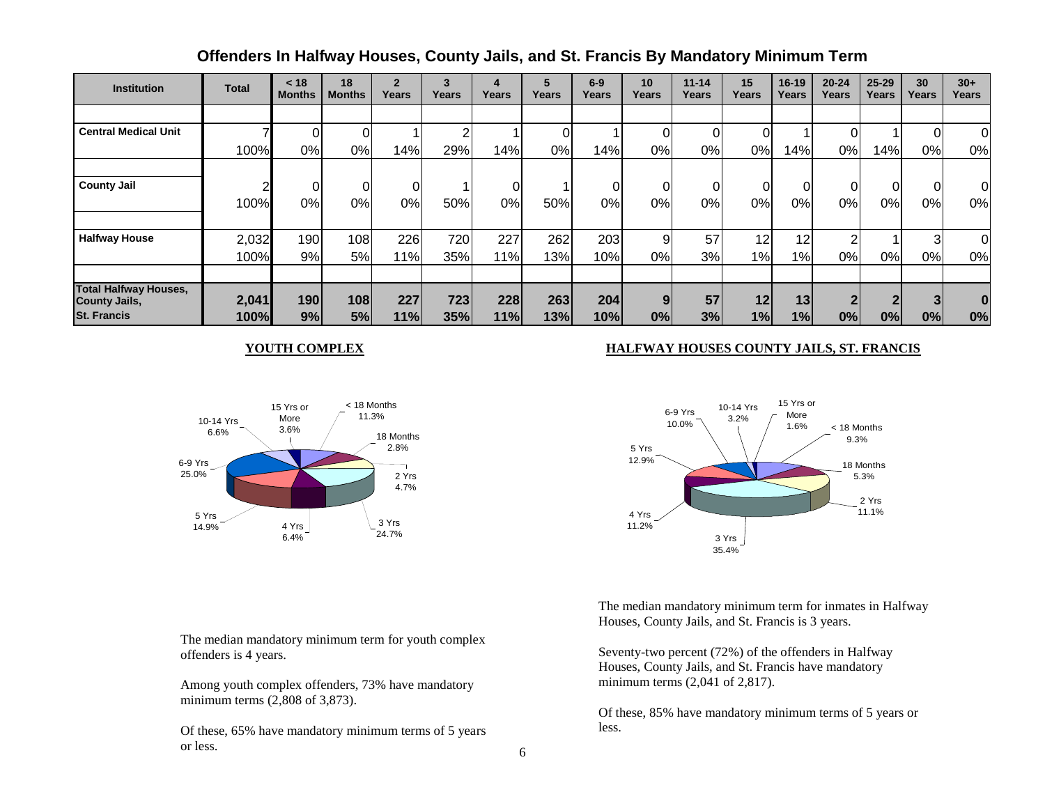## Offenders In Halfway Houses, County Jails, and St. Francis By Mandatory Minimum Term

| Institution | Total | < 18 Months | 18 Months | 2 Years | 3 Years | 4 Years | 5 Years | 6-9 Years | 10 Years | 11-14 Years | 15 Years | 16-19 Years | 20-24 Years | 25-29 Years | 30 Years | 30+ Years |
|---|---|---|---|---|---|---|---|---|---|---|---|---|---|---|---|---|
| Central Medical Unit | 7 | 0 | 0 | 1 | 2 | 1 | 0 | 1 | 0 | 0 | 0 | 1 | 0 | 1 | 0 | 0 |
| | 100% | 0% | 0% | 14% | 29% | 14% | 0% | 14% | 0% | 0% | 0% | 14% | 0% | 14% | 0% | 0% |
| County Jail | 2 | 0 | 0 | 0 | 1 | 0 | 1 | 0 | 0 | 0 | 0 | 0 | 0 | 0 | 0 | 0 |
| | 100% | 0% | 0% | 0% | 50% | 0% | 50% | 0% | 0% | 0% | 0% | 0% | 0% | 0% | 0% | 0% |
| Halfway House | 2,032 | 190 | 108 | 226 | 720 | 227 | 262 | 203 | 9 | 57 | 12 | 12 | 2 | 1 | 3 | 0 |
| | 100% | 9% | 5% | 11% | 35% | 11% | 13% | 10% | 0% | 3% | 1% | 1% | 0% | 0% | 0% | 0% |
| **Total Halfway Houses, County Jails, St. Francis** | **2,041** | **190** | **108** | **227** | **723** | **228** | **263** | **204** | **9** | **57** | **12** | **13** | **2** | **2** | **3** | **0** |
| | **100%** | **9%** | **5%** | **11%** | **35%** | **11%** | **13%** | **10%** | **0%** | **3%** | **1%** | **1%** | **0%** | **0%** | **0%** | **0%** |

**YOUTH COMPLEX**

< 18 Months 11.3%
18 Months 2.8%
2 Yrs 4.7%
3 Yrs 24.7%
4 Yrs 6.4%
5 Yrs 14.9%
6-9 Yrs 25.0%
10-14 Yrs 6.6%
15 Yrs or More 3.6%

The median mandatory minimum term for youth complex offenders is 4 years.

Among youth complex offenders, 73% have mandatory minimum terms (2,808 of 3,873).

Of these, 65% have mandatory minimum terms of 5 years or less.

**HALFWAY HOUSES COUNTY JAILS, ST. FRANCIS**

< 18 Months 9.3%
18 Months 5.3%
2 Yrs 11.1%
3 Yrs 35.4%
4 Yrs 11.2%
5 Yrs 12.9%
6-9 Yrs 10.0%
10-14 Yrs 3.2%
15 Yrs or More 1.6%

The median mandatory minimum term for inmates in Halfway Houses, County Jails, and St. Francis is 3 years.

Seventy-two percent (72%) of the offenders in Halfway Houses, County Jails, and St. Francis have mandatory minimum terms (2,041 of 2,817).

Of these, 85% have mandatory minimum terms of 5 years or less.